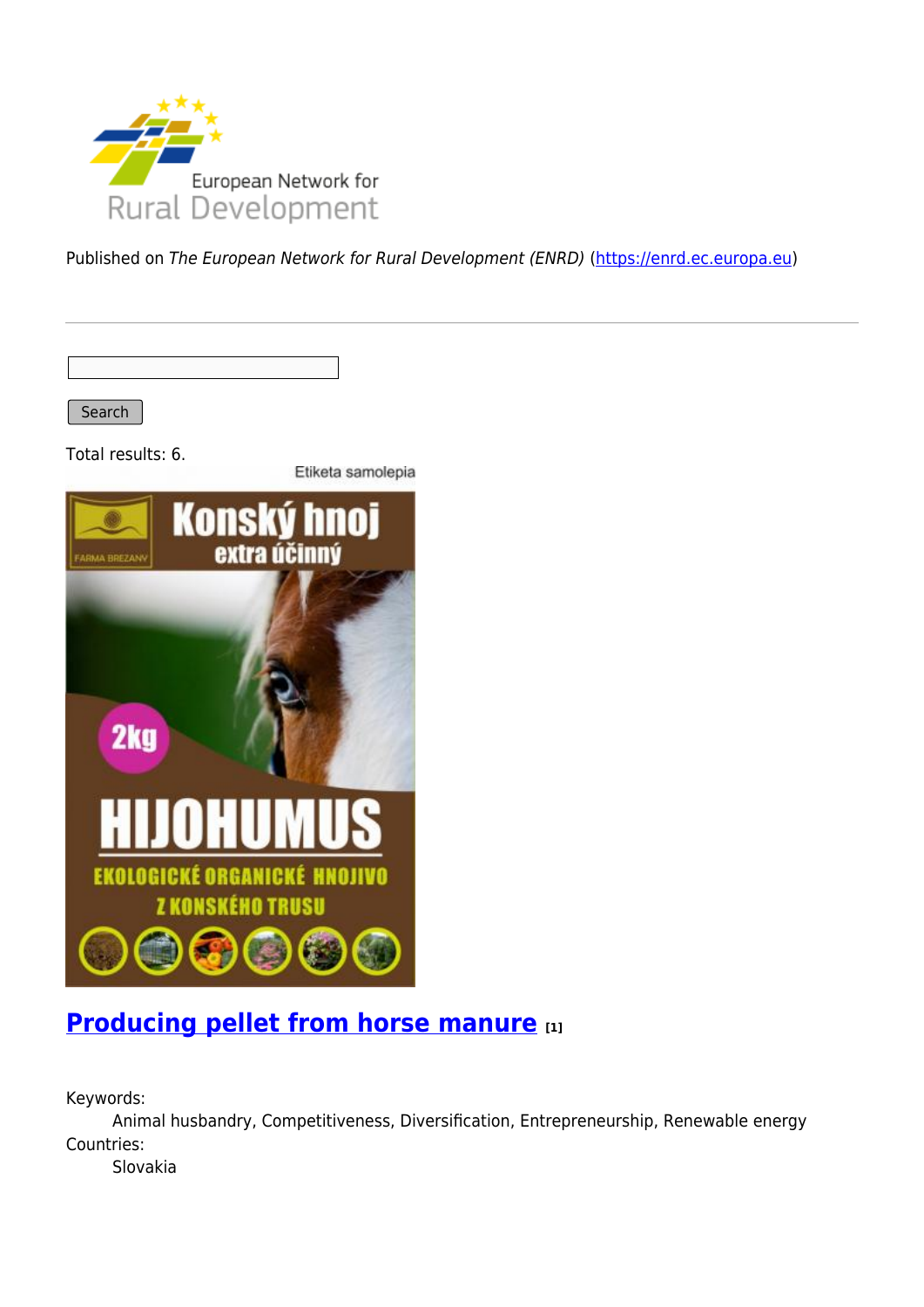Published on *The European Network for Rural Development (ENRD)* (https://enrd.ec.europa.eu)

Search

Total results: 6.

## [Producing pellet from horse manure](#) [1]

Keywords:
: Animal husbandry, Competitiveness, Diversification, Entrepreneurship, Renewable energy

Countries:
: Slovakia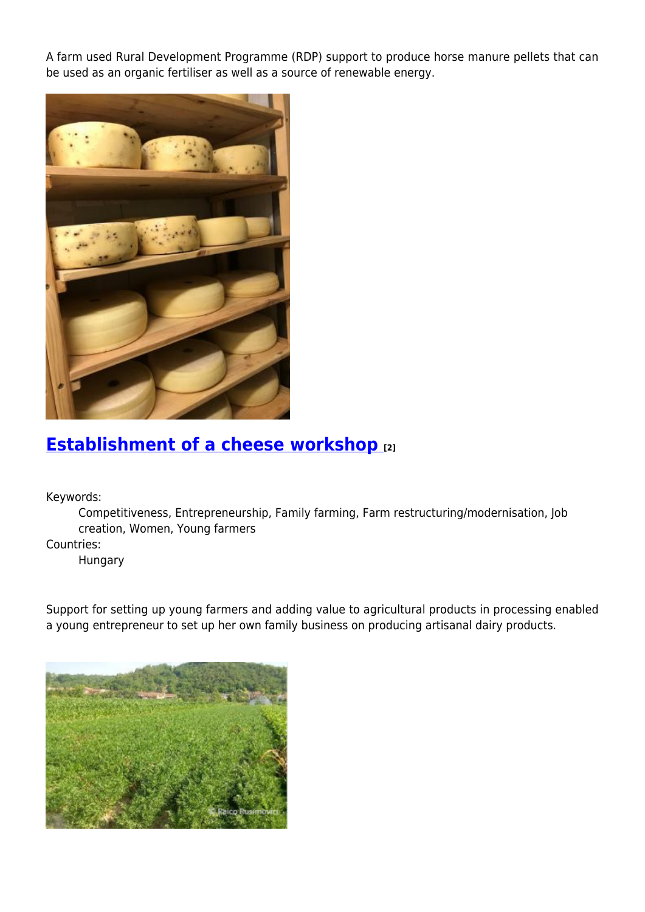A farm used Rural Development Programme (RDP) support to produce horse manure pellets that can be used as an organic fertiliser as well as a source of renewable energy.

## [Establishment of a cheese workshop [2]]

Keywords:
: Competitiveness, Entrepreneurship, Family farming, Farm restructuring/modernisation, Job creation, Women, Young farmers

Countries:
: Hungary

Support for setting up young farmers and adding value to agricultural products in processing enabled a young entrepreneur to set up her own family business on producing artisanal dairy products.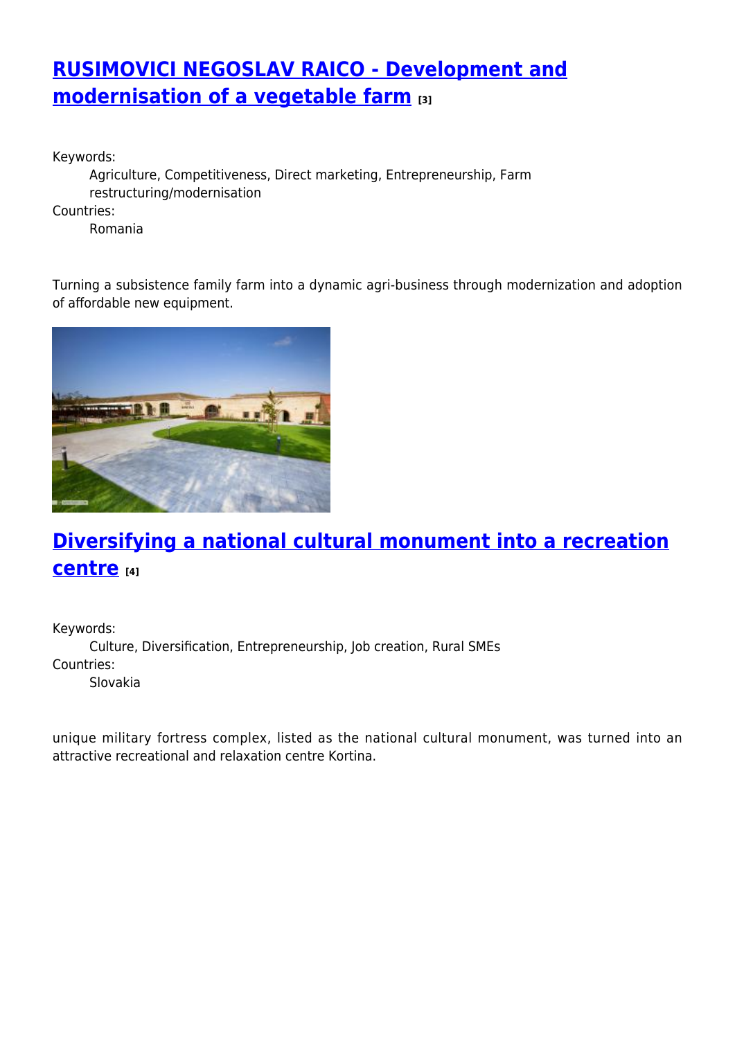## RUSIMOVICI NEGOSLAV RAICO - Development and modernisation of a vegetable farm [3]

Keywords:
: Agriculture, Competitiveness, Direct marketing, Entrepreneurship, Farm restructuring/modernisation

Countries:
: Romania

Turning a subsistence family farm into a dynamic agri-business through modernization and adoption of affordable new equipment.

## Diversifying a national cultural monument into a recreation centre [4]

Keywords:
: Culture, Diversification, Entrepreneurship, Job creation, Rural SMEs

Countries:
: Slovakia

unique military fortress complex, listed as the national cultural monument, was turned into an attractive recreational and relaxation centre Kortina.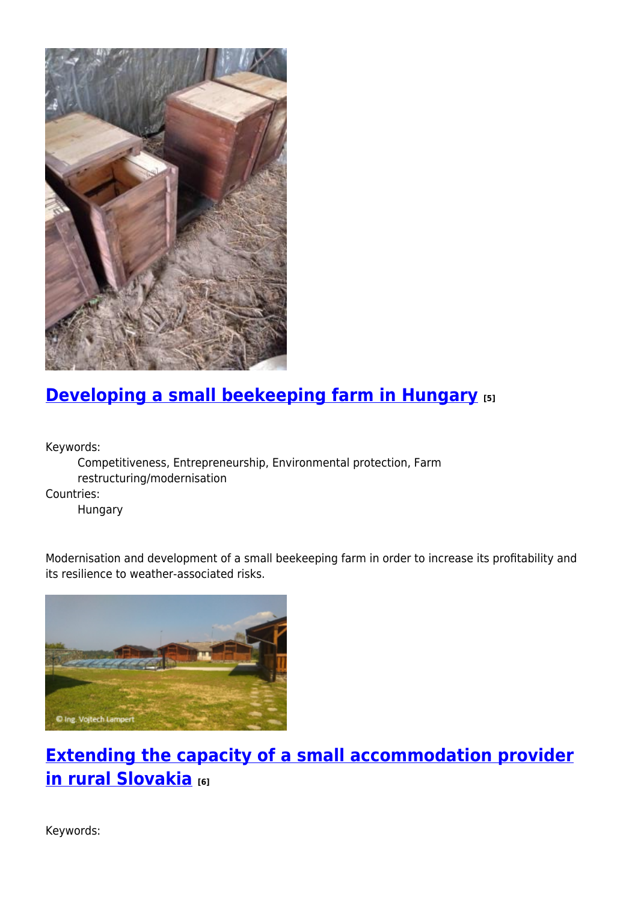## [Developing a small beekeeping farm in Hungary](#) [5]

Keywords:
  Competitiveness, Entrepreneurship, Environmental protection, Farm restructuring/modernisation

Countries:
  Hungary

Modernisation and development of a small beekeeping farm in order to increase its profitability and its resilience to weather-associated risks.

## [Extending the capacity of a small accommodation provider in rural Slovakia](#) [6]

Keywords: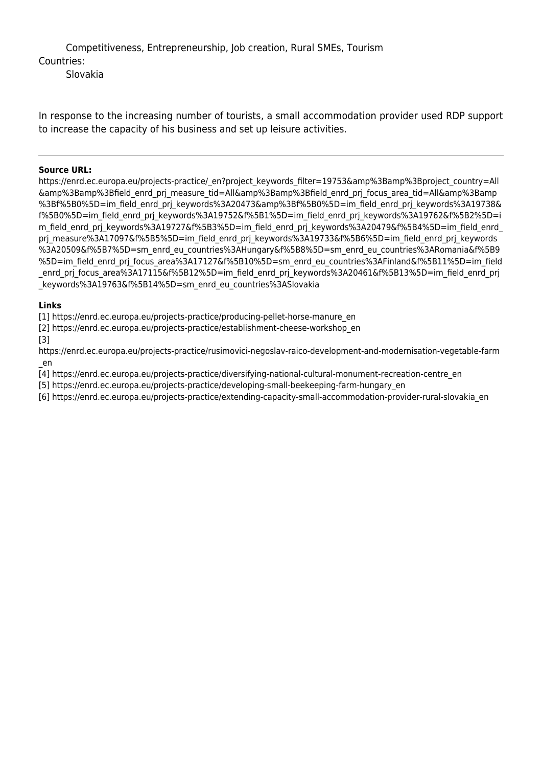Competitiveness, Entrepreneurship, Job creation, Rural SMEs, Tourism

Countries:

Slovakia

In response to the increasing number of tourists, a small accommodation provider used RDP support to increase the capacity of his business and set up leisure activities.

---

**Source URL:**
https://enrd.ec.europa.eu/projects-practice/_en?project_keywords_filter=19753&amp%3Bamp%3Bproject_country=All&amp%3Bamp%3Bfield_enrd_prj_measure_tid=All&amp%3Bamp%3Bfield_enrd_prj_focus_area_tid=All&amp%3Bamp%3Bf%5B0%5D=im_field_enrd_prj_keywords%3A20473&amp%3Bf%5B0%5D=im_field_enrd_prj_keywords%3A19738&f%5B0%5D=im_field_enrd_prj_keywords%3A19752&f%5B1%5D=im_field_enrd_prj_keywords%3A19762&f%5B2%5D=im_field_enrd_prj_keywords%3A19727&f%5B3%5D=im_field_enrd_prj_keywords%3A20479&f%5B4%5D=im_field_enrd_prj_measure%3A17097&f%5B5%5D=im_field_enrd_prj_keywords%3A19733&f%5B6%5D=im_field_enrd_prj_keywords%3A20509&f%5B7%5D=sm_enrd_eu_countries%3AHungary&f%5B8%5D=sm_enrd_eu_countries%3ARomania&f%5B9%5D=im_field_enrd_prj_focus_area%3A17127&f%5B10%5D=sm_enrd_eu_countries%3AFinland&f%5B11%5D=im_field_enrd_prj_focus_area%3A17115&f%5B12%5D=im_field_enrd_prj_keywords%3A20461&f%5B13%5D=im_field_enrd_prj_keywords%3A19763&f%5B14%5D=sm_enrd_eu_countries%3ASlovakia

**Links**

[1] https://enrd.ec.europa.eu/projects-practice/producing-pellet-horse-manure_en
[2] https://enrd.ec.europa.eu/projects-practice/establishment-cheese-workshop_en
[3] https://enrd.ec.europa.eu/projects-practice/rusimovici-negoslav-raico-development-and-modernisation-vegetable-farm_en
[4] https://enrd.ec.europa.eu/projects-practice/diversifying-national-cultural-monument-recreation-centre_en
[5] https://enrd.ec.europa.eu/projects-practice/developing-small-beekeeping-farm-hungary_en
[6] https://enrd.ec.europa.eu/projects-practice/extending-capacity-small-accommodation-provider-rural-slovakia_en